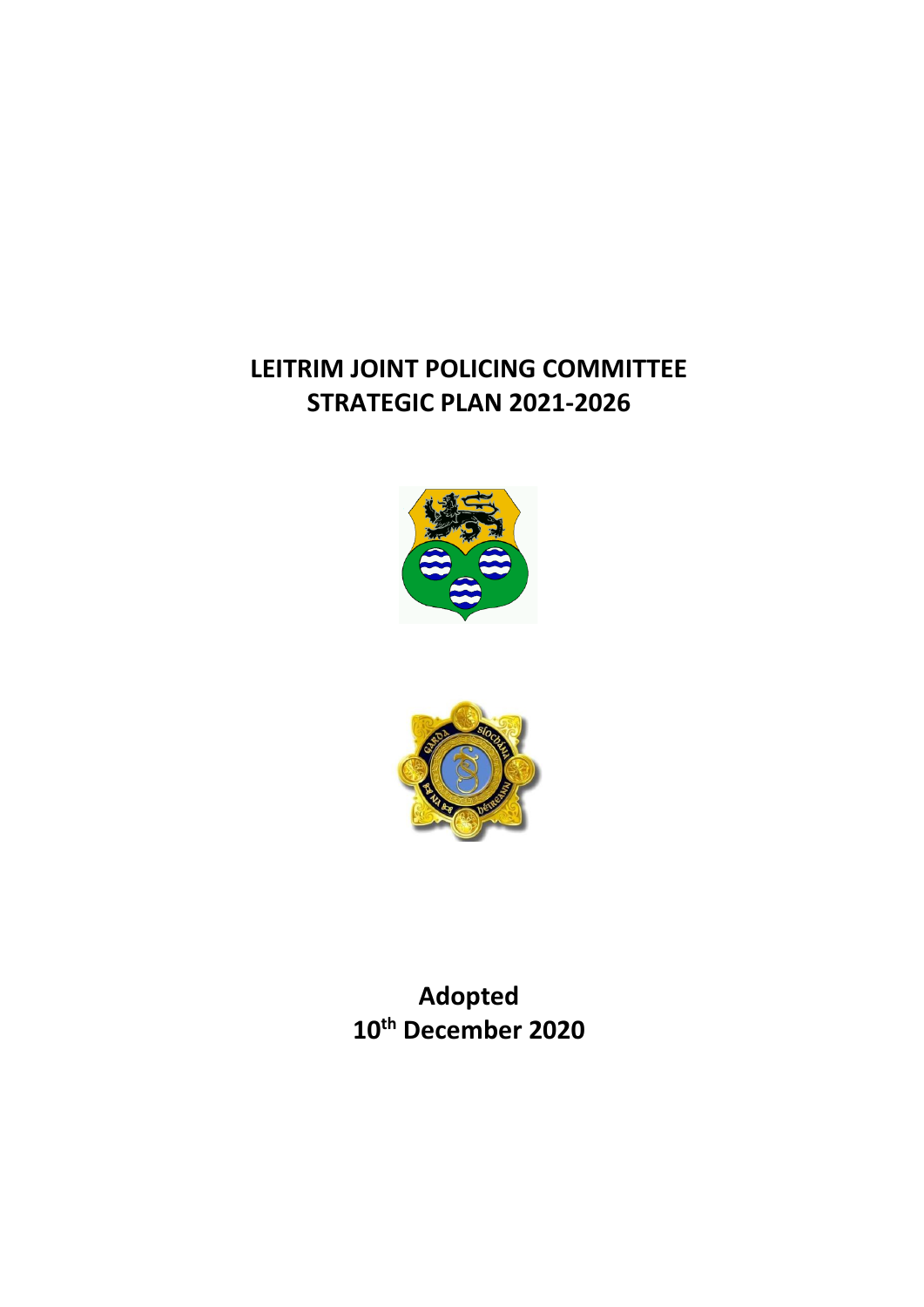# LEITRIM JOINT POLICING COMMITTEE
# STRATEGIC PLAN 2021-2026

**Adopted**
**10th December 2020**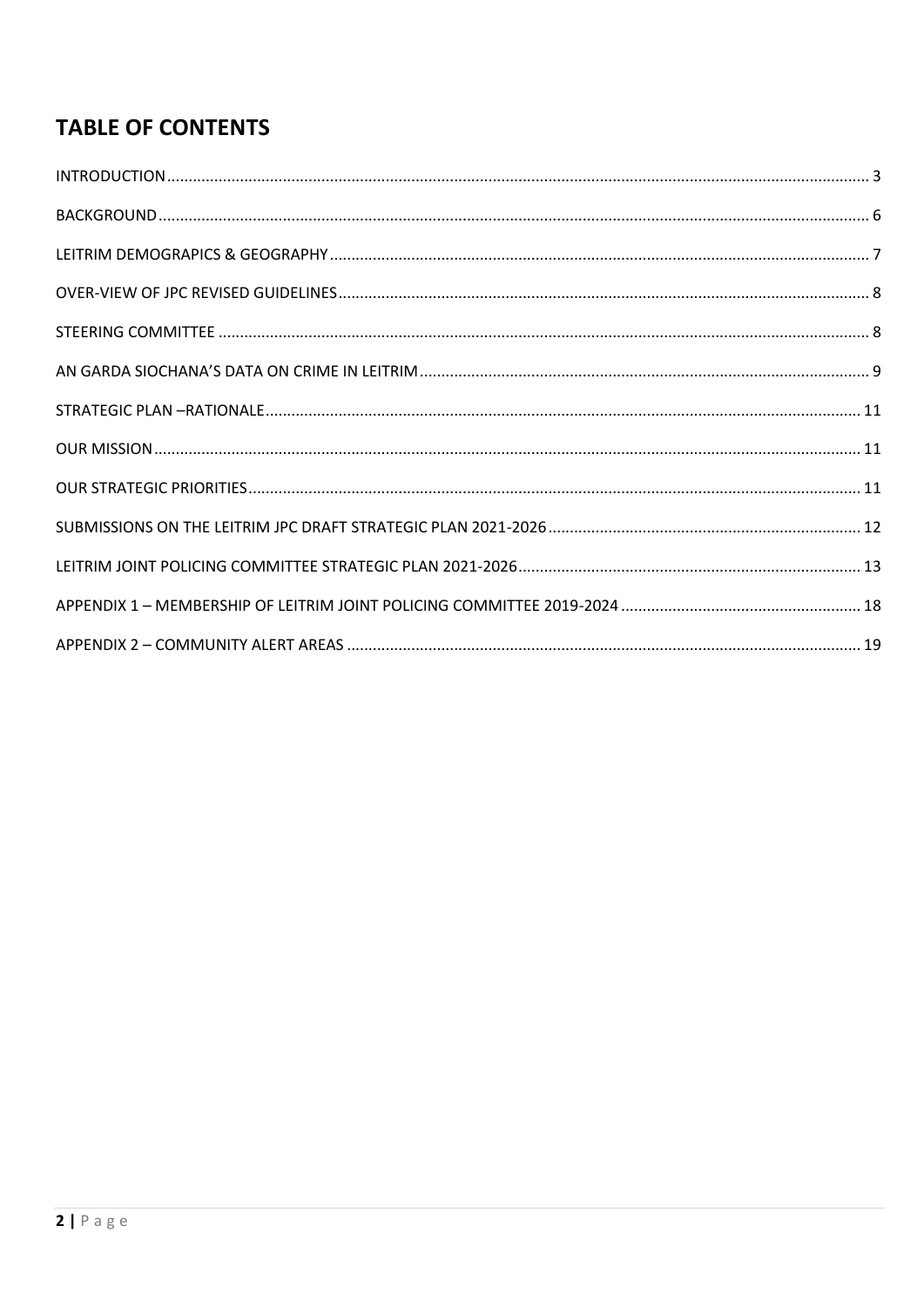## TABLE OF CONTENTS

INTRODUCTION .................................................................................................................................................. 3

BACKGROUND .................................................................................................................................................... 6

LEITRIM DEMOGRAPICS & GEOGRAPHY ............................................................................................................ 7

OVER-VIEW OF JPC REVISED GUIDELINES .......................................................................................................... 8

STEERING COMMITTEE ...................................................................................................................................... 8

AN GARDA SIOCHANA'S DATA ON CRIME IN LEITRIM ........................................................................................ 9

STRATEGIC PLAN –RATIONALE ......................................................................................................................... 11

OUR MISSION ................................................................................................................................................... 11

OUR STRATEGIC PRIORITIES ............................................................................................................................. 11

SUBMISSIONS ON THE LEITRIM JPC DRAFT STRATEGIC PLAN 2021-2026 ........................................................ 12

LEITRIM JOINT POLICING COMMITTEE STRATEGIC PLAN 2021-2026 ................................................................ 13

APPENDIX 1 – MEMBERSHIP OF LEITRIM JOINT POLICING COMMITTEE 2019-2024 ........................................ 18

APPENDIX 2 – COMMUNITY ALERT AREAS ...................................................................................................... 19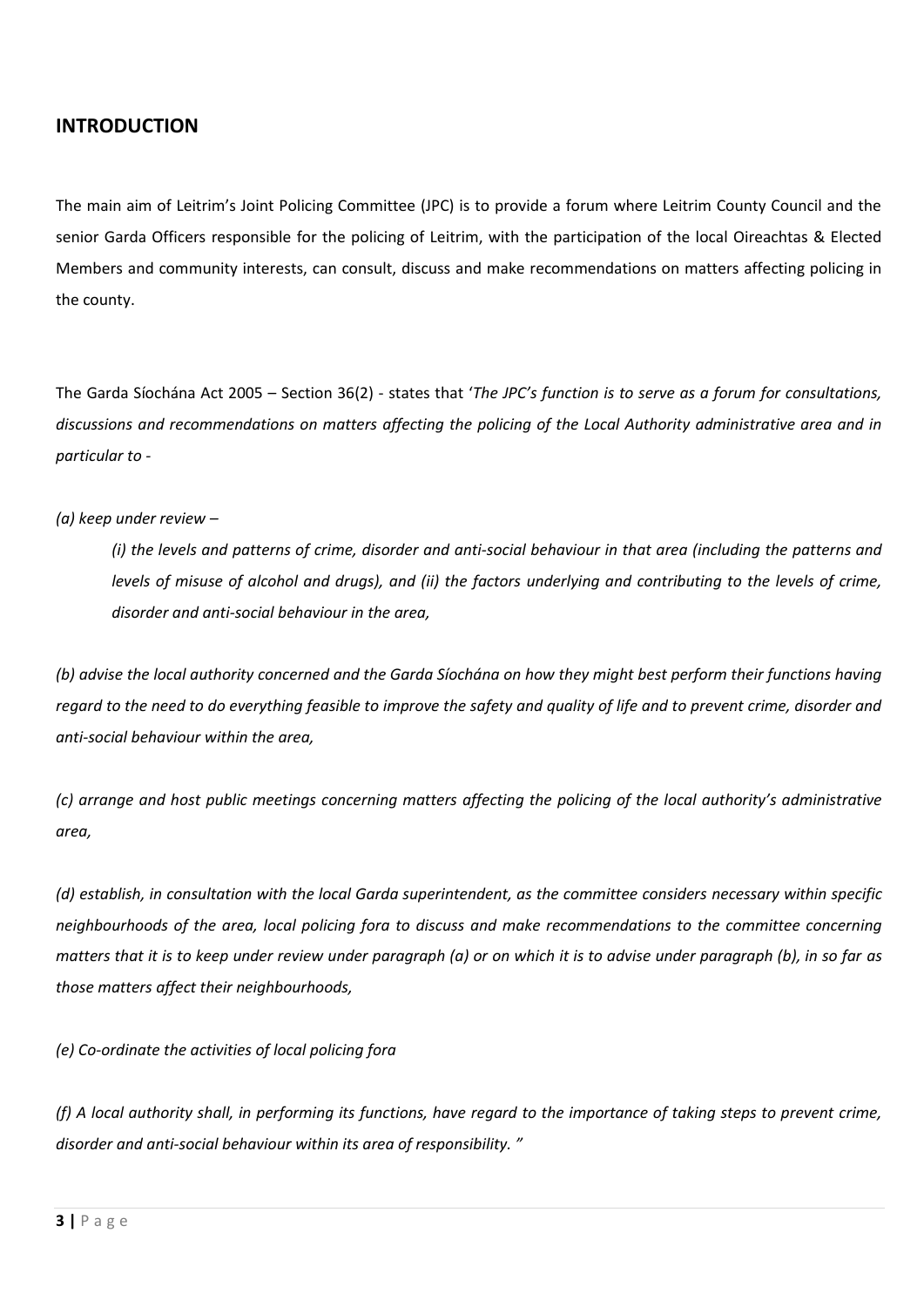## INTRODUCTION

The main aim of Leitrim's Joint Policing Committee (JPC) is to provide a forum where Leitrim County Council and the senior Garda Officers responsible for the policing of Leitrim, with the participation of the local Oireachtas & Elected Members and community interests, can consult, discuss and make recommendations on matters affecting policing in the county.

The Garda Síochána Act 2005 – Section 36(2) - states that '*The JPC's function is to serve as a forum for consultations, discussions and recommendations on matters affecting the policing of the Local Authority administrative area and in particular to -*

*(a) keep under review –*

> *(i) the levels and patterns of crime, disorder and anti-social behaviour in that area (including the patterns and levels of misuse of alcohol and drugs), and (ii) the factors underlying and contributing to the levels of crime, disorder and anti-social behaviour in the area,*

*(b) advise the local authority concerned and the Garda Síochána on how they might best perform their functions having regard to the need to do everything feasible to improve the safety and quality of life and to prevent crime, disorder and anti-social behaviour within the area,*

*(c) arrange and host public meetings concerning matters affecting the policing of the local authority's administrative area,*

*(d) establish, in consultation with the local Garda superintendent, as the committee considers necessary within specific neighbourhoods of the area, local policing fora to discuss and make recommendations to the committee concerning matters that it is to keep under review under paragraph (a) or on which it is to advise under paragraph (b), in so far as those matters affect their neighbourhoods,*

*(e) Co-ordinate the activities of local policing fora*

*(f) A local authority shall, in performing its functions, have regard to the importance of taking steps to prevent crime, disorder and anti-social behaviour within its area of responsibility. "*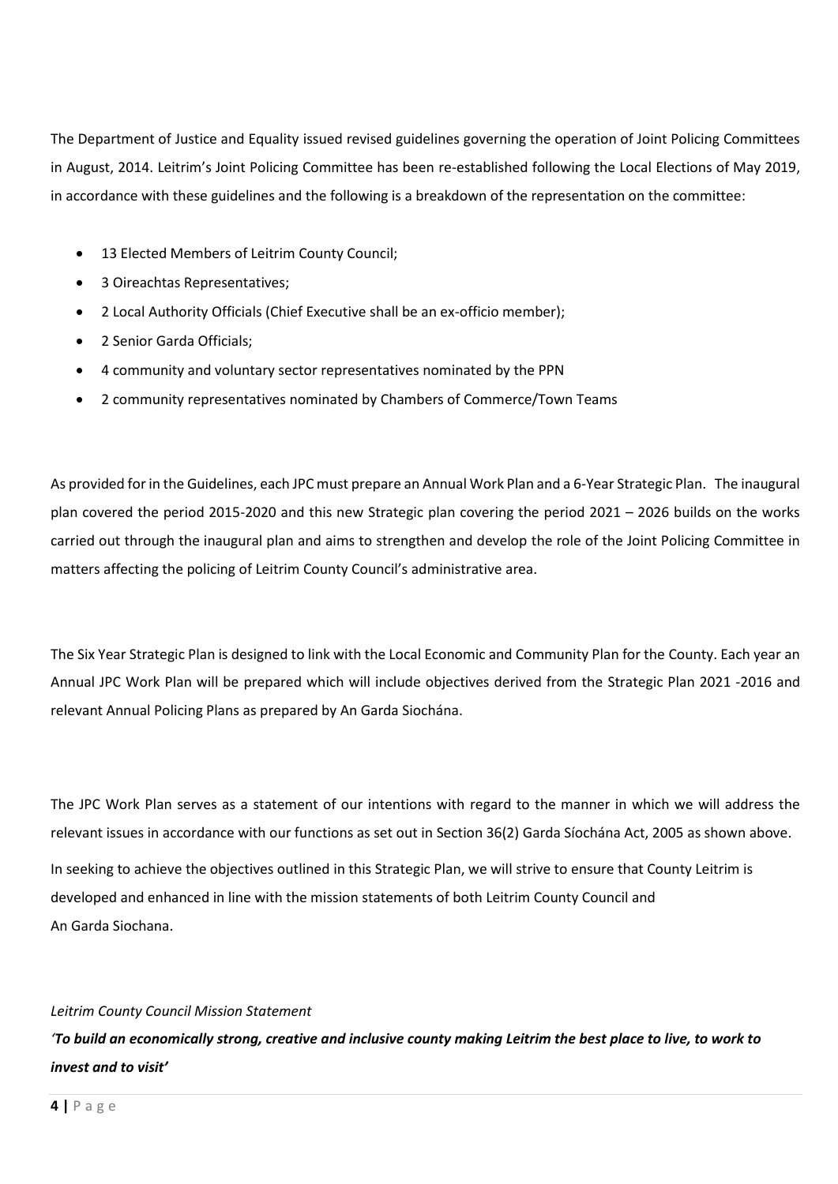The Department of Justice and Equality issued revised guidelines governing the operation of Joint Policing Committees in August, 2014. Leitrim's Joint Policing Committee has been re-established following the Local Elections of May 2019, in accordance with these guidelines and the following is a breakdown of the representation on the committee:

- 13 Elected Members of Leitrim County Council;
- 3 Oireachtas Representatives;
- 2 Local Authority Officials (Chief Executive shall be an ex-officio member);
- 2 Senior Garda Officials;
- 4 community and voluntary sector representatives nominated by the PPN
- 2 community representatives nominated by Chambers of Commerce/Town Teams

As provided for in the Guidelines, each JPC must prepare an Annual Work Plan and a 6-Year Strategic Plan. The inaugural plan covered the period 2015-2020 and this new Strategic plan covering the period 2021 – 2026 builds on the works carried out through the inaugural plan and aims to strengthen and develop the role of the Joint Policing Committee in matters affecting the policing of Leitrim County Council's administrative area.

The Six Year Strategic Plan is designed to link with the Local Economic and Community Plan for the County. Each year an Annual JPC Work Plan will be prepared which will include objectives derived from the Strategic Plan 2021 -2016 and relevant Annual Policing Plans as prepared by An Garda Siochána.

The JPC Work Plan serves as a statement of our intentions with regard to the manner in which we will address the relevant issues in accordance with our functions as set out in Section 36(2) Garda Síochána Act, 2005 as shown above.

In seeking to achieve the objectives outlined in this Strategic Plan, we will strive to ensure that County Leitrim is developed and enhanced in line with the mission statements of both Leitrim County Council and An Garda Siochana.

*Leitrim County Council Mission Statement*

***'To build an economically strong, creative and inclusive county making Leitrim the best place to live, to work to invest and to visit'***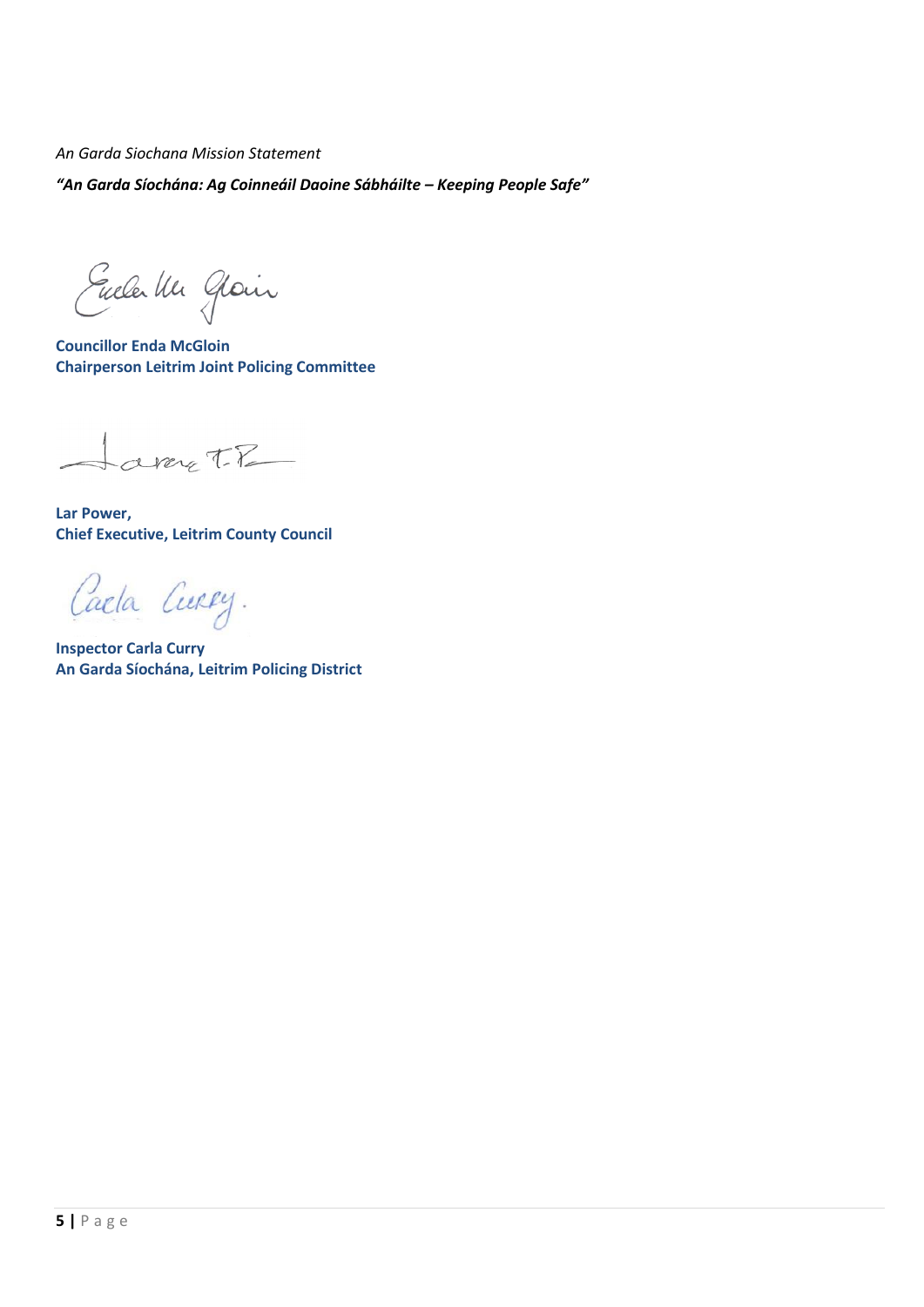*An Garda Siochana Mission Statement*

***"An Garda Síochána: Ag Coinneáil Daoine Sábháilte – Keeping People Safe"***

**Councillor Enda McGloin**
**Chairperson Leitrim Joint Policing Committee**

**Lar Power,**
**Chief Executive, Leitrim County Council**

**Inspector Carla Curry**
**An Garda Síochána, Leitrim Policing District**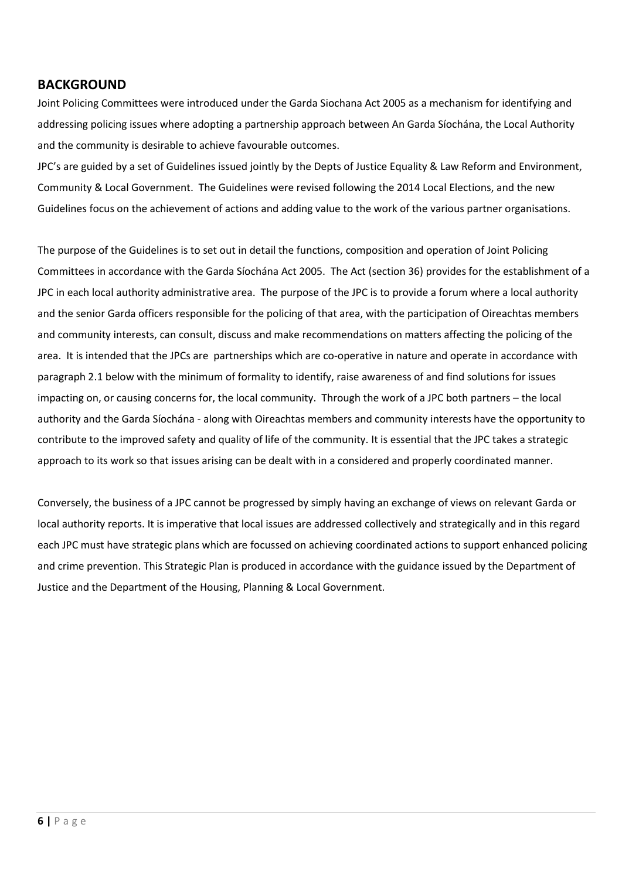## BACKGROUND

Joint Policing Committees were introduced under the Garda Siochana Act 2005 as a mechanism for identifying and addressing policing issues where adopting a partnership approach between An Garda Síochána, the Local Authority and the community is desirable to achieve favourable outcomes.

JPC's are guided by a set of Guidelines issued jointly by the Depts of Justice Equality & Law Reform and Environment, Community & Local Government. The Guidelines were revised following the 2014 Local Elections, and the new Guidelines focus on the achievement of actions and adding value to the work of the various partner organisations.

The purpose of the Guidelines is to set out in detail the functions, composition and operation of Joint Policing Committees in accordance with the Garda Síochána Act 2005. The Act (section 36) provides for the establishment of a JPC in each local authority administrative area. The purpose of the JPC is to provide a forum where a local authority and the senior Garda officers responsible for the policing of that area, with the participation of Oireachtas members and community interests, can consult, discuss and make recommendations on matters affecting the policing of the area. It is intended that the JPCs are partnerships which are co-operative in nature and operate in accordance with paragraph 2.1 below with the minimum of formality to identify, raise awareness of and find solutions for issues impacting on, or causing concerns for, the local community. Through the work of a JPC both partners – the local authority and the Garda Síochána - along with Oireachtas members and community interests have the opportunity to contribute to the improved safety and quality of life of the community. It is essential that the JPC takes a strategic approach to its work so that issues arising can be dealt with in a considered and properly coordinated manner.

Conversely, the business of a JPC cannot be progressed by simply having an exchange of views on relevant Garda or local authority reports. It is imperative that local issues are addressed collectively and strategically and in this regard each JPC must have strategic plans which are focussed on achieving coordinated actions to support enhanced policing and crime prevention. This Strategic Plan is produced in accordance with the guidance issued by the Department of Justice and the Department of the Housing, Planning & Local Government.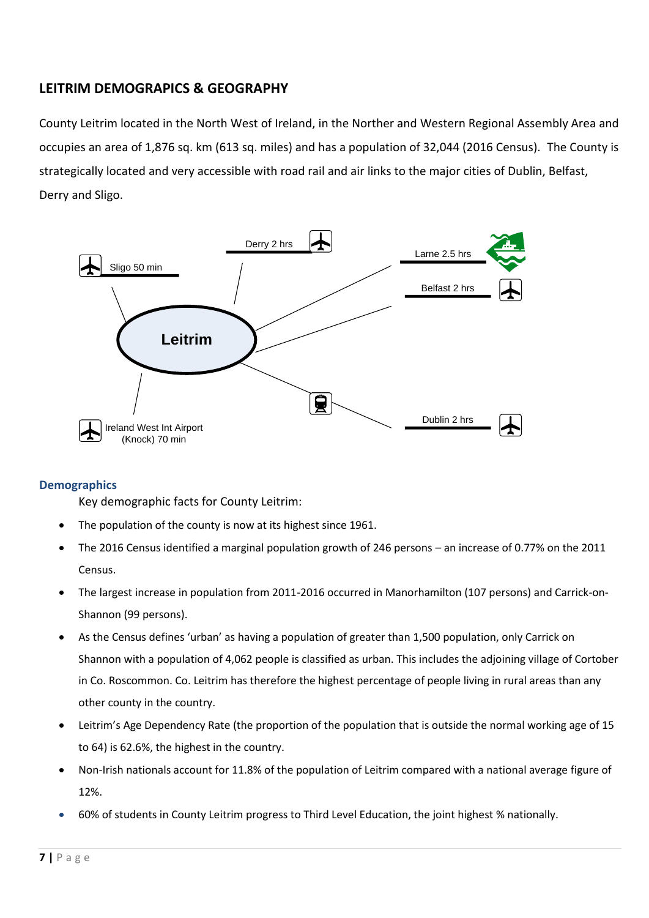## LEITRIM DEMOGRAPICS & GEOGRAPHY

County Leitrim located in the North West of Ireland, in the Norther and Western Regional Assembly Area and occupies an area of 1,876 sq. km (613 sq. miles) and has a population of 32,044 (2016 Census). The County is strategically located and very accessible with road rail and air links to the major cities of Dublin, Belfast, Derry and Sligo.

Leitrim

Sligo 50 min

Derry 2 hrs

Larne 2.5 hrs

Belfast 2 hrs

Dublin 2 hrs

Ireland West Int Airport (Knock) 70 min

### Demographics

Key demographic facts for County Leitrim:

- The population of the county is now at its highest since 1961.
- The 2016 Census identified a marginal population growth of 246 persons – an increase of 0.77% on the 2011 Census.
- The largest increase in population from 2011-2016 occurred in Manorhamilton (107 persons) and Carrick-on-Shannon (99 persons).
- As the Census defines 'urban' as having a population of greater than 1,500 population, only Carrick on Shannon with a population of 4,062 people is classified as urban. This includes the adjoining village of Cortober in Co. Roscommon. Co. Leitrim has therefore the highest percentage of people living in rural areas than any other county in the country.
- Leitrim's Age Dependency Rate (the proportion of the population that is outside the normal working age of 15 to 64) is 62.6%, the highest in the country.
- Non-Irish nationals account for 11.8% of the population of Leitrim compared with a national average figure of 12%.
- 60% of students in County Leitrim progress to Third Level Education, the joint highest % nationally.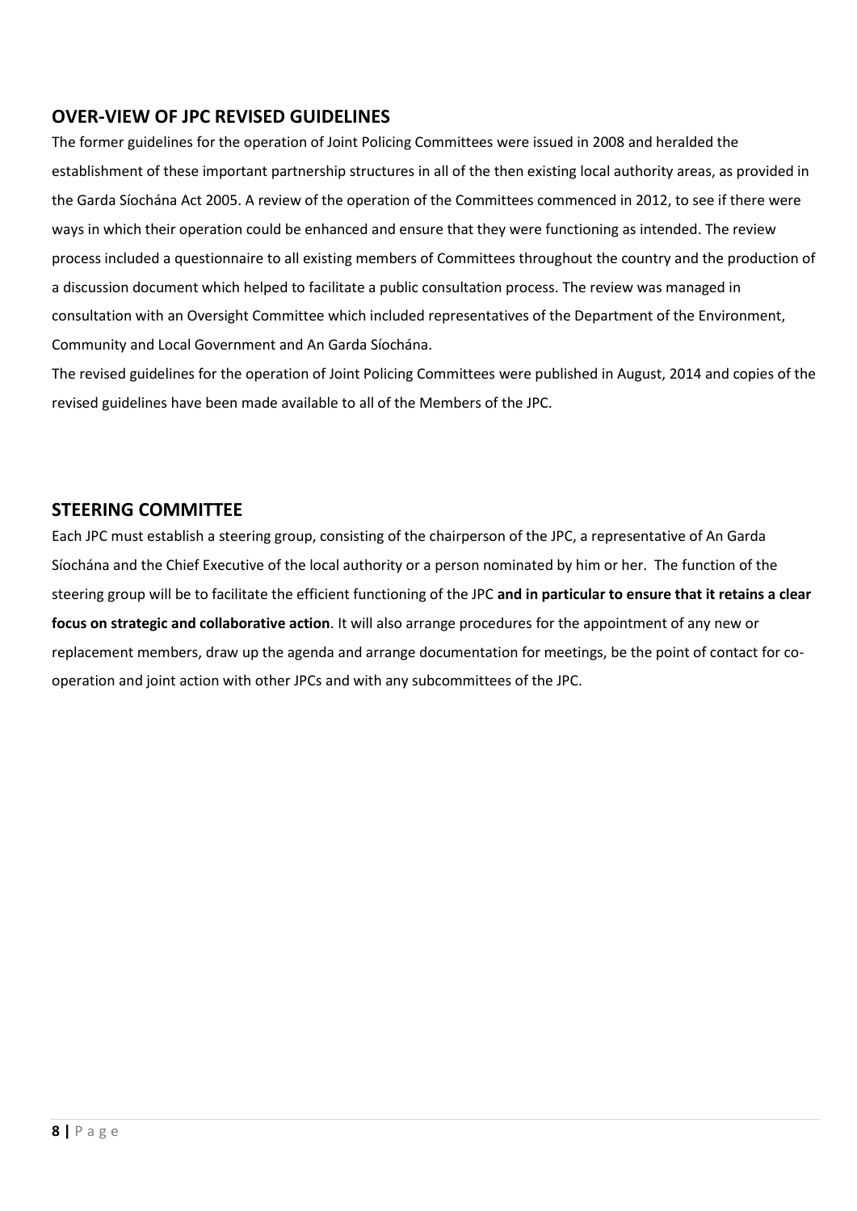## OVER-VIEW OF JPC REVISED GUIDELINES

The former guidelines for the operation of Joint Policing Committees were issued in 2008 and heralded the establishment of these important partnership structures in all of the then existing local authority areas, as provided in the Garda Síochána Act 2005. A review of the operation of the Committees commenced in 2012, to see if there were ways in which their operation could be enhanced and ensure that they were functioning as intended. The review process included a questionnaire to all existing members of Committees throughout the country and the production of a discussion document which helped to facilitate a public consultation process. The review was managed in consultation with an Oversight Committee which included representatives of the Department of the Environment, Community and Local Government and An Garda Síochána.

The revised guidelines for the operation of Joint Policing Committees were published in August, 2014 and copies of the revised guidelines have been made available to all of the Members of the JPC.

## STEERING COMMITTEE

Each JPC must establish a steering group, consisting of the chairperson of the JPC, a representative of An Garda Síochána and the Chief Executive of the local authority or a person nominated by him or her. The function of the steering group will be to facilitate the efficient functioning of the JPC **and in particular to ensure that it retains a clear focus on strategic and collaborative action**. It will also arrange procedures for the appointment of any new or replacement members, draw up the agenda and arrange documentation for meetings, be the point of contact for co-operation and joint action with other JPCs and with any subcommittees of the JPC.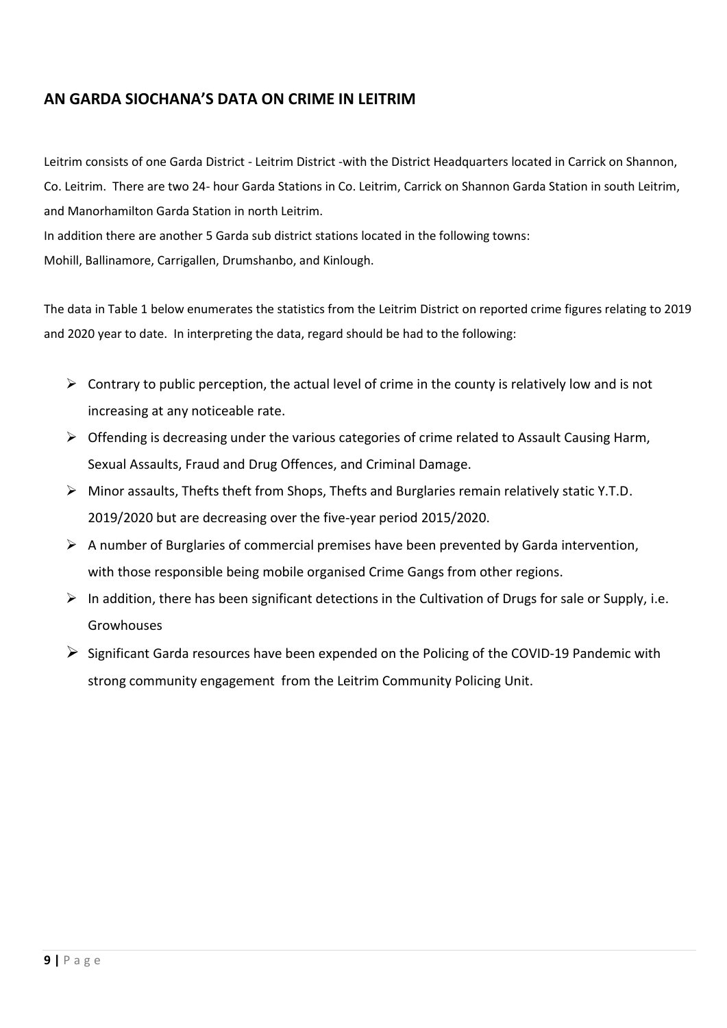## AN GARDA SIOCHANA'S DATA ON CRIME IN LEITRIM

Leitrim consists of one Garda District - Leitrim District -with the District Headquarters located in Carrick on Shannon, Co. Leitrim. There are two 24- hour Garda Stations in Co. Leitrim, Carrick on Shannon Garda Station in south Leitrim, and Manorhamilton Garda Station in north Leitrim.

In addition there are another 5 Garda sub district stations located in the following towns:

Mohill, Ballinamore, Carrigallen, Drumshanbo, and Kinlough.

The data in Table 1 below enumerates the statistics from the Leitrim District on reported crime figures relating to 2019 and 2020 year to date. In interpreting the data, regard should be had to the following:

- Contrary to public perception, the actual level of crime in the county is relatively low and is not increasing at any noticeable rate.
- Offending is decreasing under the various categories of crime related to Assault Causing Harm, Sexual Assaults, Fraud and Drug Offences, and Criminal Damage.
- Minor assaults, Thefts theft from Shops, Thefts and Burglaries remain relatively static Y.T.D. 2019/2020 but are decreasing over the five-year period 2015/2020.
- A number of Burglaries of commercial premises have been prevented by Garda intervention, with those responsible being mobile organised Crime Gangs from other regions.
- In addition, there has been significant detections in the Cultivation of Drugs for sale or Supply, i.e. Growhouses
- Significant Garda resources have been expended on the Policing of the COVID-19 Pandemic with strong community engagement from the Leitrim Community Policing Unit.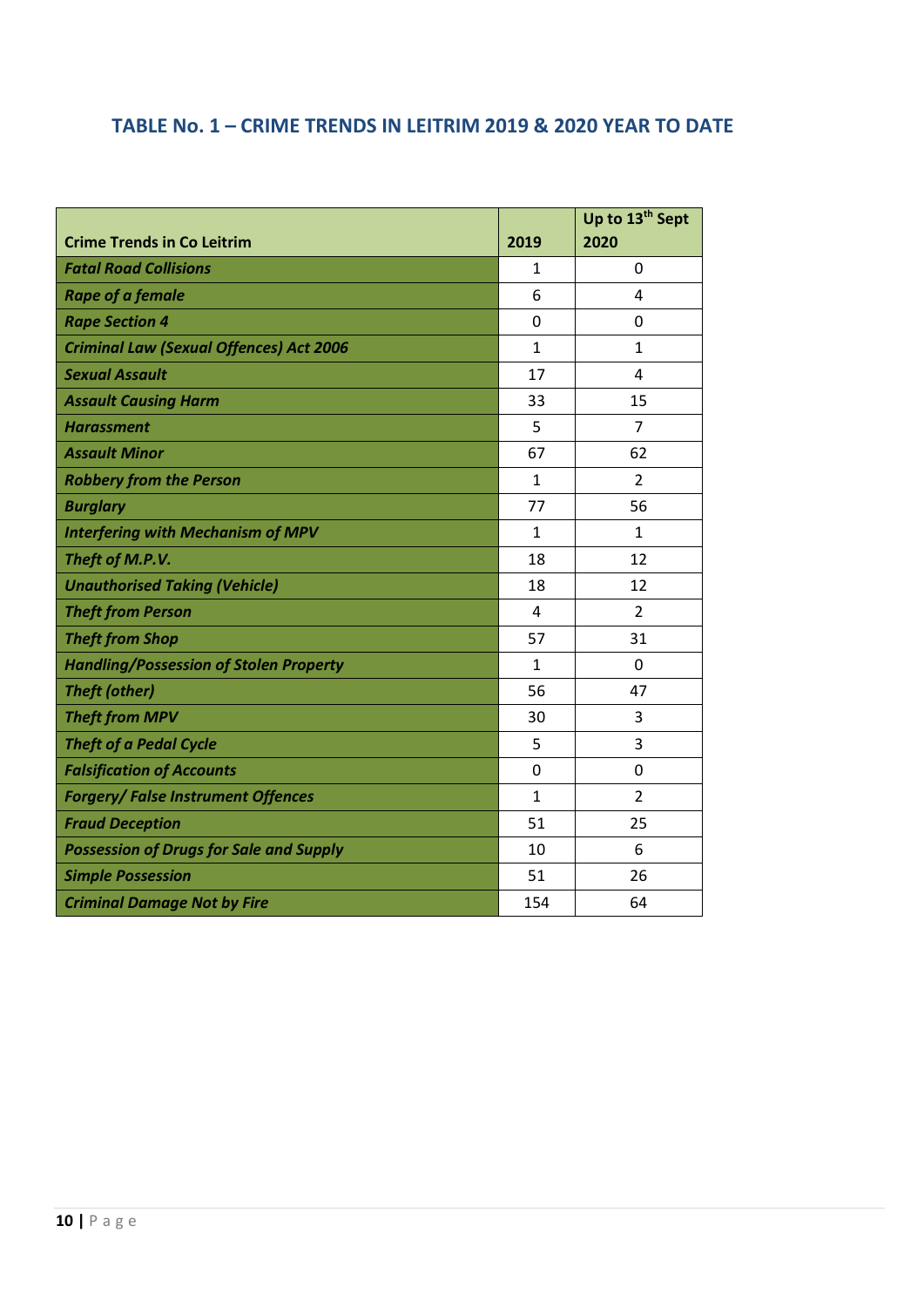## TABLE No. 1 – CRIME TRENDS IN LEITRIM 2019 & 2020 YEAR TO DATE

| Crime Trends in Co Leitrim | 2019 | Up to 13th Sept 2020 |
|---|---|---|
| ***Fatal Road Collisions*** | 1 | 0 |
| ***Rape of a female*** | 6 | 4 |
| ***Rape Section 4*** | 0 | 0 |
| ***Criminal Law (Sexual Offences) Act 2006*** | 1 | 1 |
| ***Sexual Assault*** | 17 | 4 |
| ***Assault Causing Harm*** | 33 | 15 |
| ***Harassment*** | 5 | 7 |
| ***Assault Minor*** | 67 | 62 |
| ***Robbery from the Person*** | 1 | 2 |
| ***Burglary*** | 77 | 56 |
| ***Interfering with Mechanism of MPV*** | 1 | 1 |
| ***Theft of M.P.V.*** | 18 | 12 |
| ***Unauthorised Taking (Vehicle)*** | 18 | 12 |
| ***Theft from Person*** | 4 | 2 |
| ***Theft from Shop*** | 57 | 31 |
| ***Handling/Possession of Stolen Property*** | 1 | 0 |
| ***Theft (other)*** | 56 | 47 |
| ***Theft from MPV*** | 30 | 3 |
| ***Theft of a Pedal Cycle*** | 5 | 3 |
| ***Falsification of Accounts*** | 0 | 0 |
| ***Forgery/ False Instrument Offences*** | 1 | 2 |
| ***Fraud Deception*** | 51 | 25 |
| ***Possession of Drugs for Sale and Supply*** | 10 | 6 |
| ***Simple Possession*** | 51 | 26 |
| ***Criminal Damage Not by Fire*** | 154 | 64 |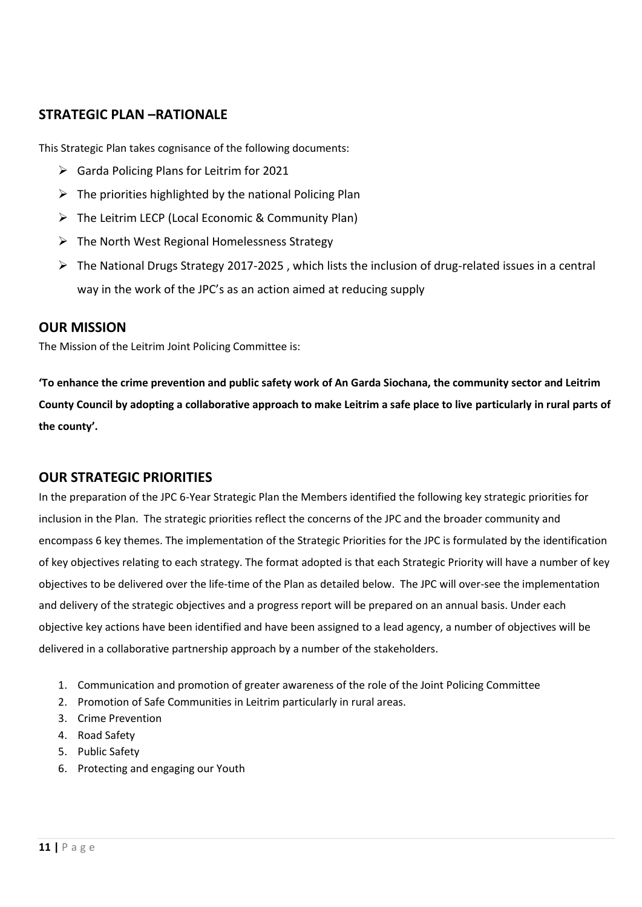## STRATEGIC PLAN –RATIONALE

This Strategic Plan takes cognisance of the following documents:

- Garda Policing Plans for Leitrim for 2021
- The priorities highlighted by the national Policing Plan
- The Leitrim LECP (Local Economic & Community Plan)
- The North West Regional Homelessness Strategy
- The National Drugs Strategy 2017-2025 , which lists the inclusion of drug-related issues in a central way in the work of the JPC's as an action aimed at reducing supply

## OUR MISSION

The Mission of the Leitrim Joint Policing Committee is:

**'To enhance the crime prevention and public safety work of An Garda Siochana, the community sector and Leitrim County Council by adopting a collaborative approach to make Leitrim a safe place to live particularly in rural parts of the county'.**

## OUR STRATEGIC PRIORITIES

In the preparation of the JPC 6-Year Strategic Plan the Members identified the following key strategic priorities for inclusion in the Plan. The strategic priorities reflect the concerns of the JPC and the broader community and encompass 6 key themes. The implementation of the Strategic Priorities for the JPC is formulated by the identification of key objectives relating to each strategy. The format adopted is that each Strategic Priority will have a number of key objectives to be delivered over the life-time of the Plan as detailed below. The JPC will over-see the implementation and delivery of the strategic objectives and a progress report will be prepared on an annual basis. Under each objective key actions have been identified and have been assigned to a lead agency, a number of objectives will be delivered in a collaborative partnership approach by a number of the stakeholders.

1. Communication and promotion of greater awareness of the role of the Joint Policing Committee
2. Promotion of Safe Communities in Leitrim particularly in rural areas.
3. Crime Prevention
4. Road Safety
5. Public Safety
6. Protecting and engaging our Youth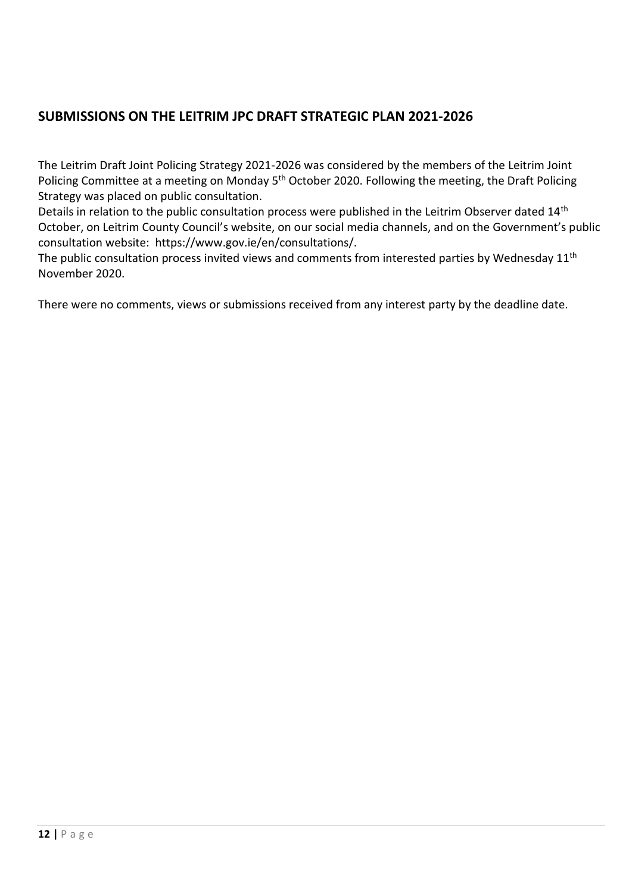## SUBMISSIONS ON THE LEITRIM JPC DRAFT STRATEGIC PLAN 2021-2026

The Leitrim Draft Joint Policing Strategy 2021-2026 was considered by the members of the Leitrim Joint Policing Committee at a meeting on Monday 5th October 2020. Following the meeting, the Draft Policing Strategy was placed on public consultation.

Details in relation to the public consultation process were published in the Leitrim Observer dated 14th October, on Leitrim County Council's website, on our social media channels, and on the Government's public consultation website: https://www.gov.ie/en/consultations/.

The public consultation process invited views and comments from interested parties by Wednesday 11th November 2020.

There were no comments, views or submissions received from any interest party by the deadline date.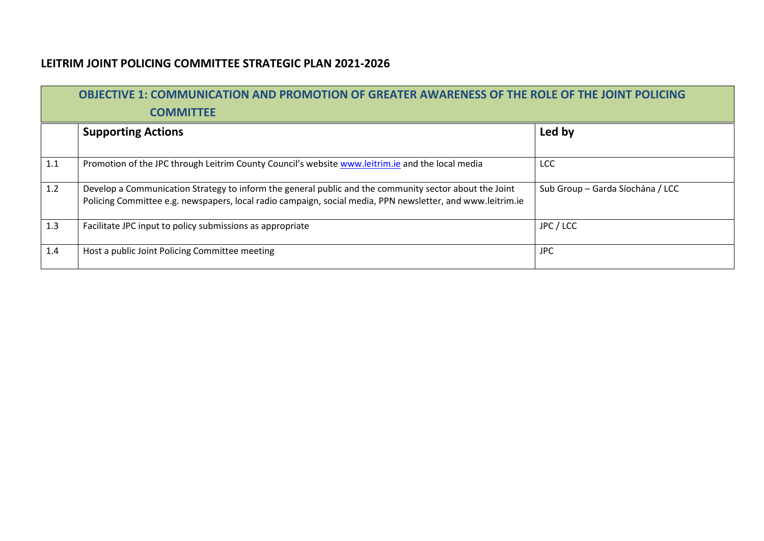## LEITRIM JOINT POLICING COMMITTEE STRATEGIC PLAN 2021-2026

| OBJECTIVE 1: COMMUNICATION AND PROMOTION OF GREATER AWARENESS OF THE ROLE OF THE JOINT POLICING COMMITTEE | | |
|---|---|---|
| | **Supporting Actions** | **Led by** |
| 1.1 | Promotion of the JPC through Leitrim County Council's website www.leitrim.ie and the local media | LCC |
| 1.2 | Develop a Communication Strategy to inform the general public and the community sector about the Joint Policing Committee e.g. newspapers, local radio campaign, social media, PPN newsletter, and www.leitrim.ie | Sub Group – Garda Síochána / LCC |
| 1.3 | Facilitate JPC input to policy submissions as appropriate | JPC / LCC |
| 1.4 | Host a public Joint Policing Committee meeting | JPC |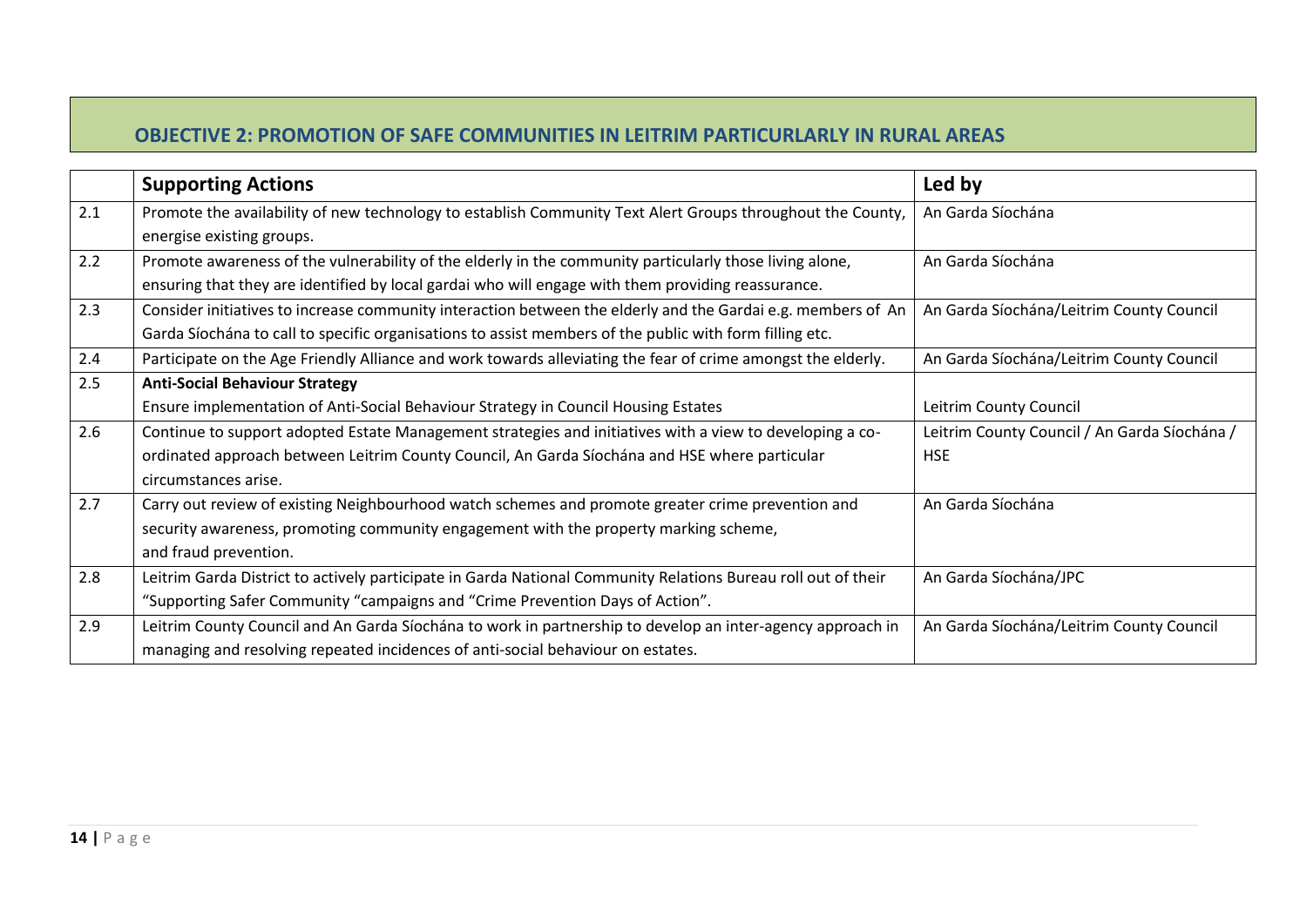## OBJECTIVE 2: PROMOTION OF SAFE COMMUNITIES IN LEITRIM PARTICURLARLY IN RURAL AREAS

| | Supporting Actions | Led by |
|---|---|---|
| 2.1 | Promote the availability of new technology to establish Community Text Alert Groups throughout the County, energise existing groups. | An Garda Síochána |
| 2.2 | Promote awareness of the vulnerability of the elderly in the community particularly those living alone, ensuring that they are identified by local gardai who will engage with them providing reassurance. | An Garda Síochána |
| 2.3 | Consider initiatives to increase community interaction between the elderly and the Gardai e.g. members of An Garda Síochána to call to specific organisations to assist members of the public with form filling etc. | An Garda Síochána/Leitrim County Council |
| 2.4 | Participate on the Age Friendly Alliance and work towards alleviating the fear of crime amongst the elderly. | An Garda Síochána/Leitrim County Council |
| 2.5 | **Anti-Social Behaviour Strategy**<br>Ensure implementation of Anti-Social Behaviour Strategy in Council Housing Estates | Leitrim County Council |
| 2.6 | Continue to support adopted Estate Management strategies and initiatives with a view to developing a co-ordinated approach between Leitrim County Council, An Garda Síochána and HSE where particular circumstances arise. | Leitrim County Council / An Garda Síochána / HSE |
| 2.7 | Carry out review of existing Neighbourhood watch schemes and promote greater crime prevention and security awareness, promoting community engagement with the property marking scheme, and fraud prevention. | An Garda Síochána |
| 2.8 | Leitrim Garda District to actively participate in Garda National Community Relations Bureau roll out of their "Supporting Safer Community "campaigns and "Crime Prevention Days of Action". | An Garda Síochána/JPC |
| 2.9 | Leitrim County Council and An Garda Síochána to work in partnership to develop an inter-agency approach in managing and resolving repeated incidences of anti-social behaviour on estates. | An Garda Síochána/Leitrim County Council |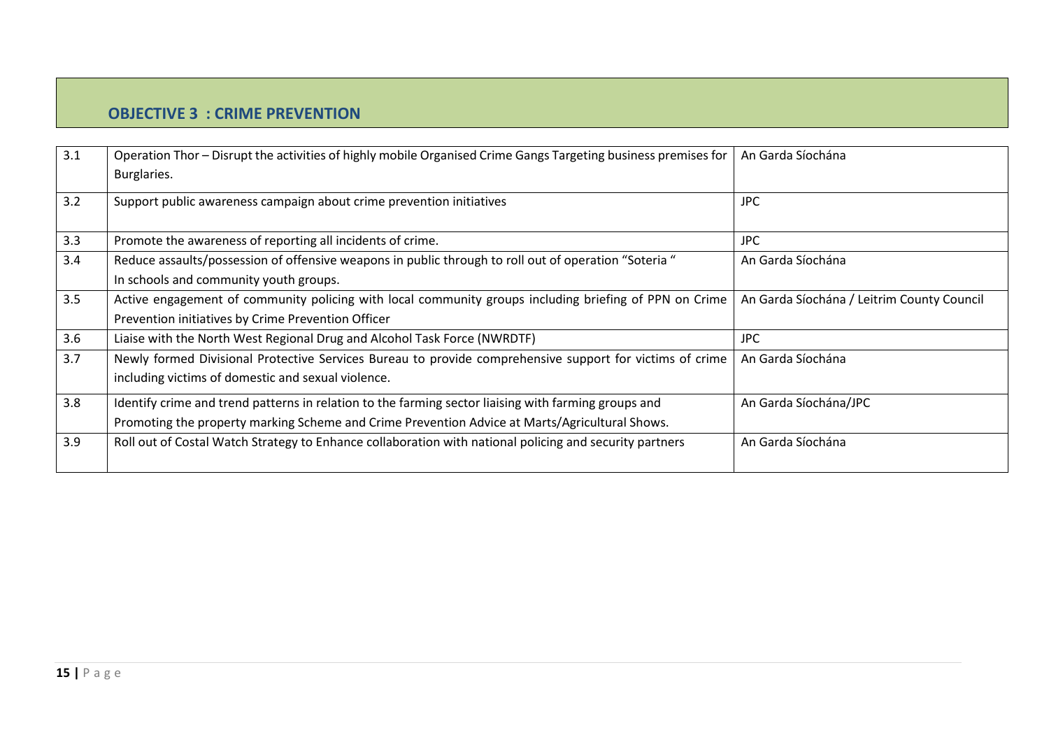## OBJECTIVE 3 : CRIME PREVENTION

| | | |
|---|---|---|
| 3.1 | Operation Thor – Disrupt the activities of highly mobile Organised Crime Gangs Targeting business premises for Burglaries. | An Garda Síochána |
| 3.2 | Support public awareness campaign about crime prevention initiatives | JPC |
| 3.3 | Promote the awareness of reporting all incidents of crime. | JPC |
| 3.4 | Reduce assaults/possession of offensive weapons in public through to roll out of operation "Soteria " In schools and community youth groups. | An Garda Síochána |
| 3.5 | Active engagement of community policing with local community groups including briefing of PPN on Crime Prevention initiatives by Crime Prevention Officer | An Garda Síochána / Leitrim County Council |
| 3.6 | Liaise with the North West Regional Drug and Alcohol Task Force (NWRDTF) | JPC |
| 3.7 | Newly formed Divisional Protective Services Bureau to provide comprehensive support for victims of crime including victims of domestic and sexual violence. | An Garda Síochána |
| 3.8 | Identify crime and trend patterns in relation to the farming sector liaising with farming groups and Promoting the property marking Scheme and Crime Prevention Advice at Marts/Agricultural Shows. | An Garda Síochána/JPC |
| 3.9 | Roll out of Costal Watch Strategy to Enhance collaboration with national policing and security partners | An Garda Síochána |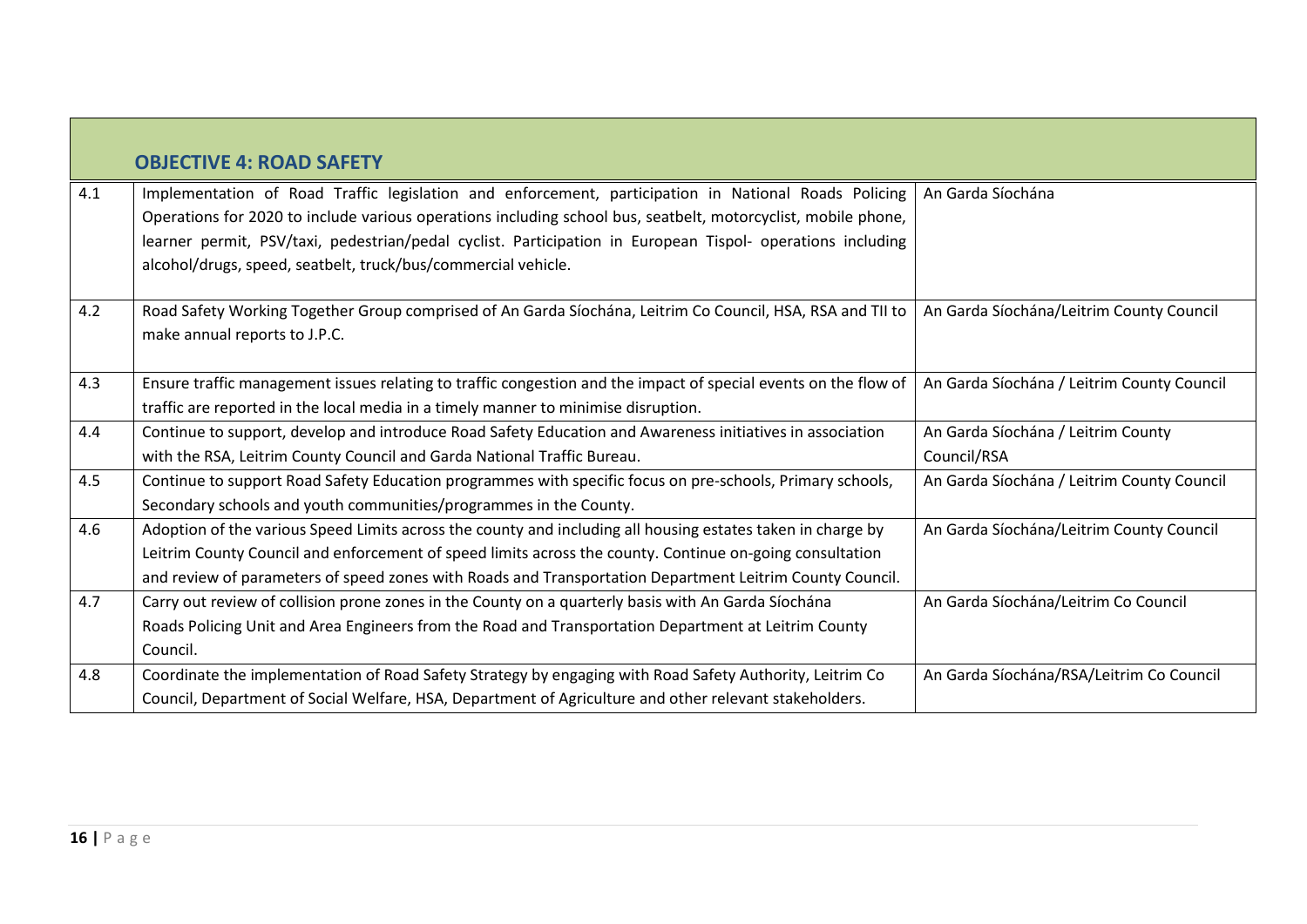## OBJECTIVE 4: ROAD SAFETY

| | | |
|---|---|---|
| 4.1 | Implementation of Road Traffic legislation and enforcement, participation in National Roads Policing Operations for 2020 to include various operations including school bus, seatbelt, motorcyclist, mobile phone, learner permit, PSV/taxi, pedestrian/pedal cyclist. Participation in European Tispol- operations including alcohol/drugs, speed, seatbelt, truck/bus/commercial vehicle. | An Garda Síochána |
| 4.2 | Road Safety Working Together Group comprised of An Garda Síochána, Leitrim Co Council, HSA, RSA and TII to make annual reports to J.P.C. | An Garda Síochána/Leitrim County Council |
| 4.3 | Ensure traffic management issues relating to traffic congestion and the impact of special events on the flow of traffic are reported in the local media in a timely manner to minimise disruption. | An Garda Síochána / Leitrim County Council |
| 4.4 | Continue to support, develop and introduce Road Safety Education and Awareness initiatives in association with the RSA, Leitrim County Council and Garda National Traffic Bureau. | An Garda Síochána / Leitrim County Council/RSA |
| 4.5 | Continue to support Road Safety Education programmes with specific focus on pre-schools, Primary schools, Secondary schools and youth communities/programmes in the County. | An Garda Síochána / Leitrim County Council |
| 4.6 | Adoption of the various Speed Limits across the county and including all housing estates taken in charge by Leitrim County Council and enforcement of speed limits across the county. Continue on-going consultation and review of parameters of speed zones with Roads and Transportation Department Leitrim County Council. | An Garda Síochána/Leitrim County Council |
| 4.7 | Carry out review of collision prone zones in the County on a quarterly basis with An Garda Síochána Roads Policing Unit and Area Engineers from the Road and Transportation Department at Leitrim County Council. | An Garda Síochána/Leitrim Co Council |
| 4.8 | Coordinate the implementation of Road Safety Strategy by engaging with Road Safety Authority, Leitrim Co Council, Department of Social Welfare, HSA, Department of Agriculture and other relevant stakeholders. | An Garda Síochána/RSA/Leitrim Co Council |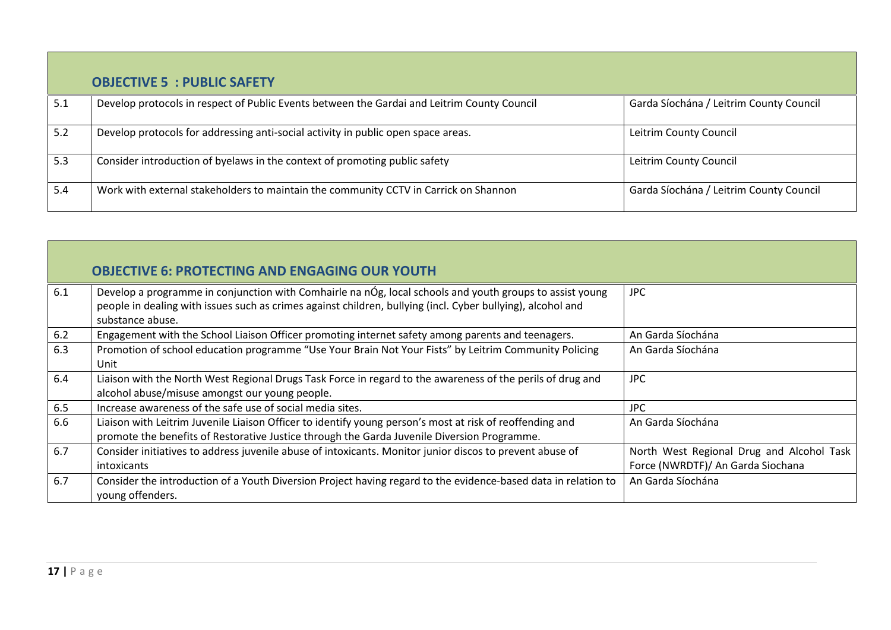| | **OBJECTIVE 5 : PUBLIC SAFETY** | |
|---|---|---|
| 5.1 | Develop protocols in respect of Public Events between the Gardai and Leitrim County Council | Garda Síochána / Leitrim County Council |
| 5.2 | Develop protocols for addressing anti-social activity in public open space areas. | Leitrim County Council |
| 5.3 | Consider introduction of byelaws in the context of promoting public safety | Leitrim County Council |
| 5.4 | Work with external stakeholders to maintain the community CCTV in Carrick on Shannon | Garda Síochána / Leitrim County Council |

| | **OBJECTIVE 6: PROTECTING AND ENGAGING OUR YOUTH** | |
|---|---|---|
| 6.1 | Develop a programme in conjunction with Comhairle na nÓg, local schools and youth groups to assist young people in dealing with issues such as crimes against children, bullying (incl. Cyber bullying), alcohol and substance abuse. | JPC |
| 6.2 | Engagement with the School Liaison Officer promoting internet safety among parents and teenagers. | An Garda Síochána |
| 6.3 | Promotion of school education programme "Use Your Brain Not Your Fists" by Leitrim Community Policing Unit | An Garda Síochána |
| 6.4 | Liaison with the North West Regional Drugs Task Force in regard to the awareness of the perils of drug and alcohol abuse/misuse amongst our young people. | JPC |
| 6.5 | Increase awareness of the safe use of social media sites. | JPC |
| 6.6 | Liaison with Leitrim Juvenile Liaison Officer to identify young person's most at risk of reoffending and promote the benefits of Restorative Justice through the Garda Juvenile Diversion Programme. | An Garda Síochána |
| 6.7 | Consider initiatives to address juvenile abuse of intoxicants. Monitor junior discos to prevent abuse of intoxicants | North West Regional Drug and Alcohol Task Force (NWRDTF)/ An Garda Siochana |
| 6.7 | Consider the introduction of a Youth Diversion Project having regard to the evidence-based data in relation to young offenders. | An Garda Síochána |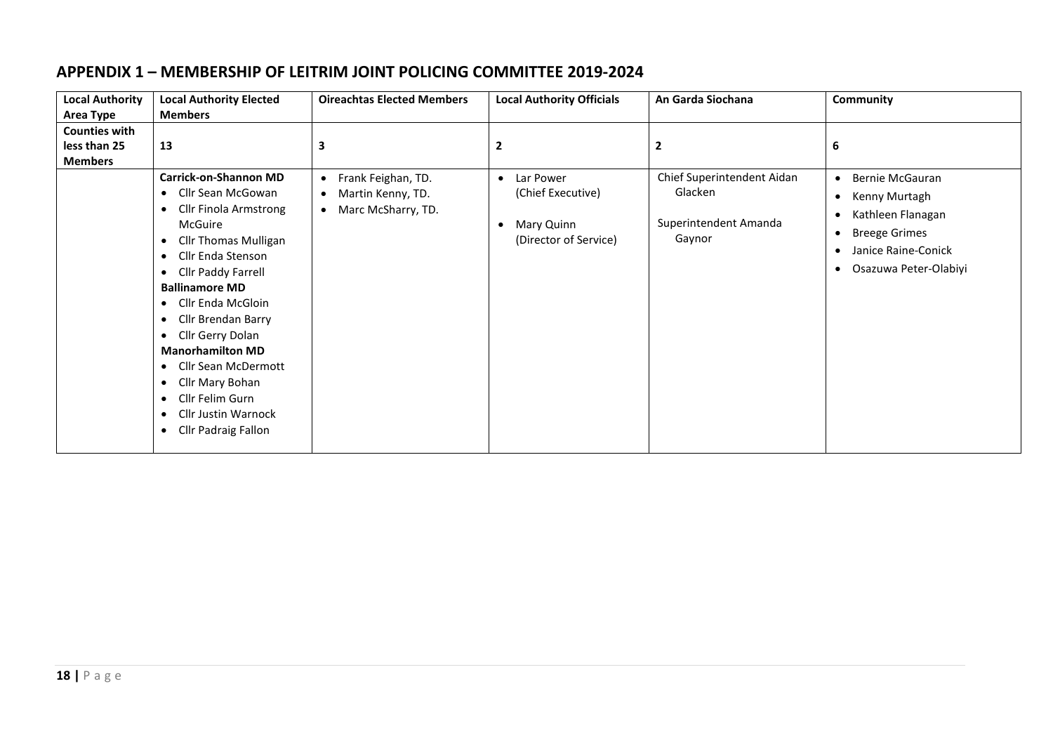## APPENDIX 1 – MEMBERSHIP OF LEITRIM JOINT POLICING COMMITTEE 2019-2024

| Local Authority Area Type | Local Authority Elected Members | Oireachtas Elected Members | Local Authority Officials | An Garda Siochana | Community |
|---|---|---|---|---|---|
| **Counties with less than 25 Members** | **13** | **3** | **2** | **2** | **6** |
| | **Carrick-on-Shannon MD**<br>• Cllr Sean McGowan<br>• Cllr Finola Armstrong McGuire<br>• Cllr Thomas Mulligan<br>• Cllr Enda Stenson<br>• Cllr Paddy Farrell<br>**Ballinamore MD**<br>• Cllr Enda McGloin<br>• Cllr Brendan Barry<br>• Cllr Gerry Dolan<br>**Manorhamilton MD**<br>• Cllr Sean McDermott<br>• Cllr Mary Bohan<br>• Cllr Felim Gurn<br>• Cllr Justin Warnock<br>• Cllr Padraig Fallon | • Frank Feighan, TD.<br>• Martin Kenny, TD.<br>• Marc McSharry, TD. | • Lar Power (Chief Executive)<br>• Mary Quinn (Director of Service) | Chief Superintendent Aidan Glacken<br><br>Superintendent Amanda Gaynor | • Bernie McGauran<br>• Kenny Murtagh<br>• Kathleen Flanagan<br>• Breege Grimes<br>• Janice Raine-Conick<br>• Osazuwa Peter-Olabiyi |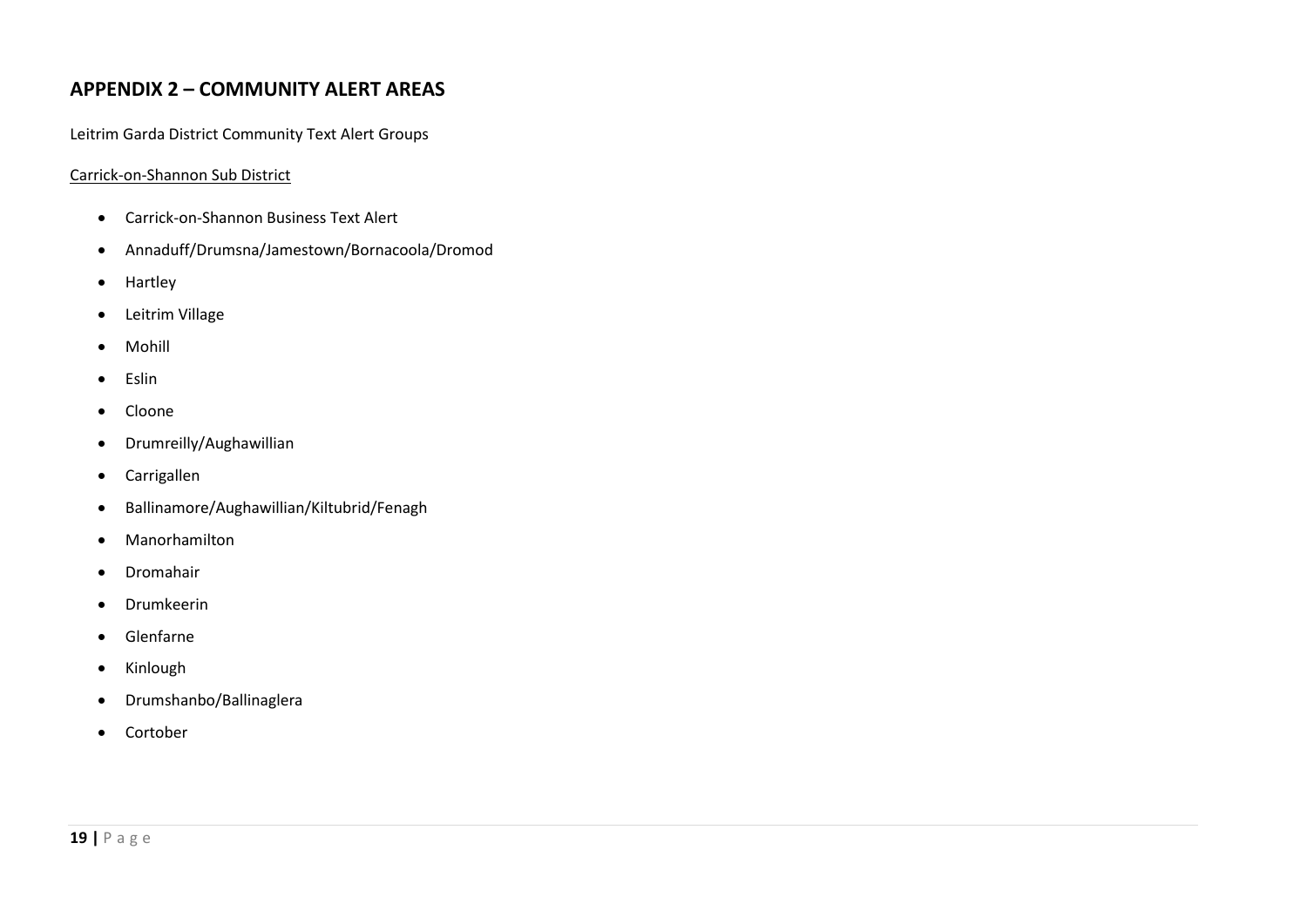## APPENDIX 2 – COMMUNITY ALERT AREAS

Leitrim Garda District Community Text Alert Groups

<u>Carrick-on-Shannon Sub District</u>

- Carrick-on-Shannon Business Text Alert
- Annaduff/Drumsna/Jamestown/Bornacoola/Dromod
- Hartley
- Leitrim Village
- Mohill
- Eslin
- Cloone
- Drumreilly/Aughawillian
- Carrigallen
- Ballinamore/Aughawillian/Kiltubrid/Fenagh
- Manorhamilton
- Dromahair
- Drumkeerin
- Glenfarne
- Kinlough
- Drumshanbo/Ballinaglera
- Cortober